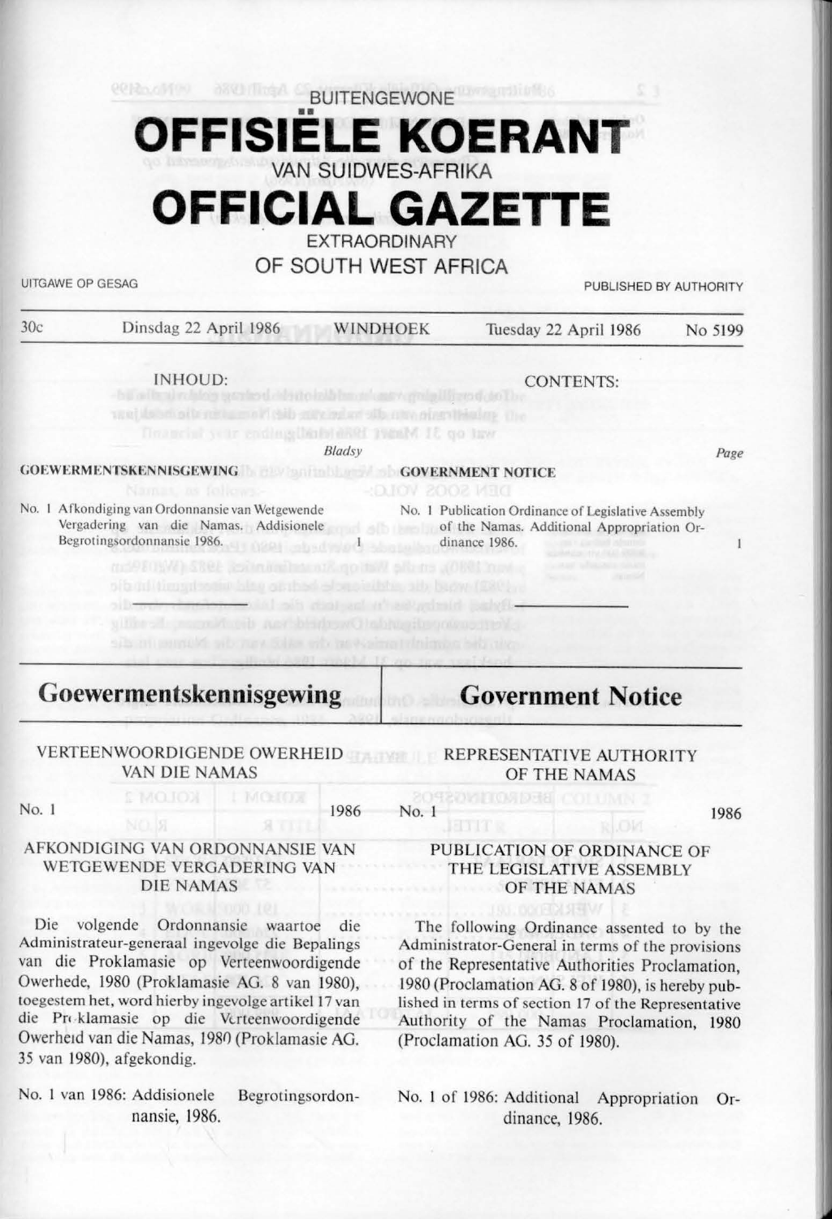BUITENGEWONE

# OFFISIËLE KOERANT

VAN SUIDWES-AFRIKA

# OFFICIAL GAZETTE

EXTRAORDINARY

OF SOUTH WEST AFRICA

UITGAWE OP GESAG | PUBLISHED BY AUTHORITY

30c | Dinsdag 22 April 1986 | WINDHOEK | Tuesday 22 April 1986 | No 5199

INHOUD: | CONTENTS:

| | *Bladsy* | | *Page* |
|---|---|---|---|
| **GOEWERMENTSKENNISGEWING** | | **GOVERNMENT NOTICE** | |
| No. 1 Afkondiging van Ordonnansie van Wetgewende Vergadering van die Namas. Addisionele Begrotingsordonnansie 1986. | 1 | No. 1 Publication Ordinance of Legislative Assembly of the Namas. Additional Appropriation Ordinance 1986. | 1 |

## Goewermentskennisgewing

VERTEENWOORDIGENDE OWERHEID VAN DIE NAMAS

No. 1 1986

AFKONDIGING VAN ORDONNANSIE VAN WETGEWENDE VERGADERING VAN DIE NAMAS

Die volgende Ordonnansie waartoe die Administrateur-generaal ingevolge die Bepalings van die Proklamasie op Verteenwoordigende Owerhede, 1980 (Proklamasie AG. 8 van 1980), toegestem het, word hierby ingevolge artikel 17 van die Proklamasie op die Verteenwoordigende Owerheid van die Namas, 1980 (Proklamasie AG. 35 van 1980), afgekondig.

No. 1 van 1986: Addisionele Begrotingsordonnansie, 1986.

## Government Notice

REPRESENTATIVE AUTHORITY OF THE NAMAS

No. 1 1986

PUBLICATION OF ORDINANCE OF THE LEGISLATIVE ASSEMBLY OF THE NAMAS

The following Ordinance assented to by the Administrator-General in terms of the provisions of the Representative Authorities Proclamation, 1980 (Proclamation AG. 8 of 1980), is hereby published in terms of section 17 of the Representative Authority of the Namas Proclamation, 1980 (Proclamation AG. 35 of 1980).

No. 1 of 1986: Additional Appropriation Ordinance, 1986.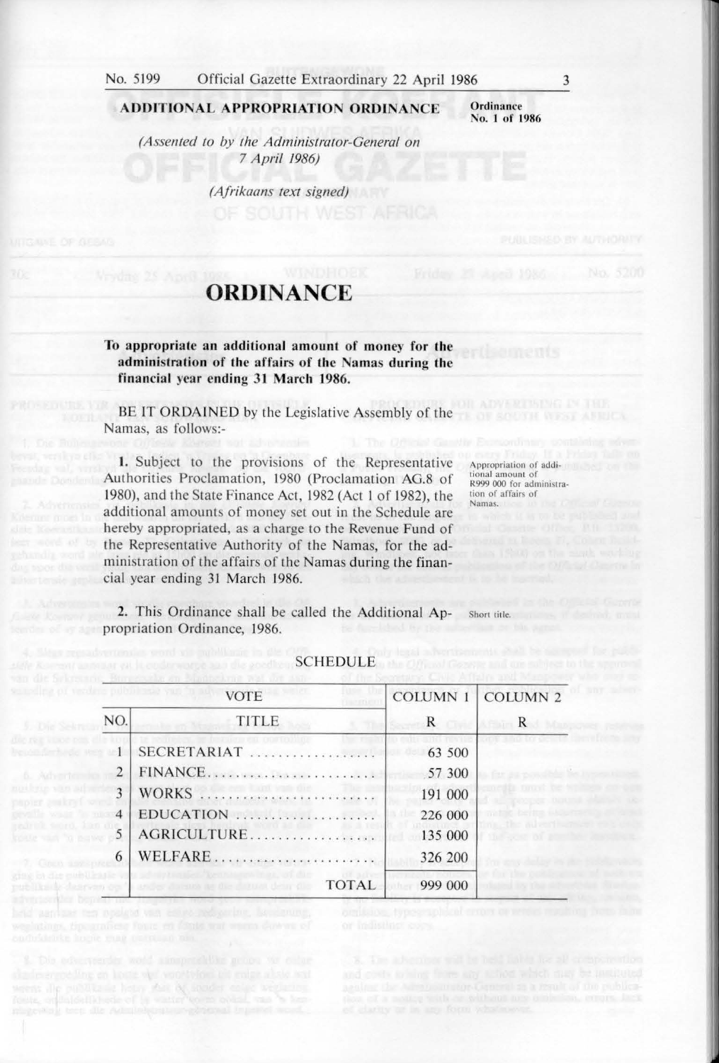ADDITIONAL APPROPRIATION ORDINANCE

Ordinance No. 1 of 1986

*(Assented to by the Administrator-General on 7 April 1986)*

*(Afrikaans text signed)*

# ORDINANCE

**To appropriate an additional amount of money for the administration of the affairs of the Namas during the financial year ending 31 March 1986.**

BE IT ORDAINED by the Legislative Assembly of the Namas, as follows:-

Appropriation of additional amount of R999 000 for administration of affairs of Namas.

**1.** Subject to the provisions of the Representative Authorities Proclamation, 1980 (Proclamation AG.8 of 1980), and the State Finance Act, 1982 (Act 1 of 1982), the additional amounts of money set out in the Schedule are hereby appropriated, as a charge to the Revenue Fund of the Representative Authority of the Namas, for the administration of the affairs of the Namas during the financial year ending 31 March 1986.

Short title.

**2.** This Ordinance shall be called the Additional Appropriation Ordinance, 1986.

## SCHEDULE

| VOTE | | COLUMN 1 | COLUMN 2 |
|---|---|---|---|
| NO. | TITLE | R | R |
| 1 | SECRETARIAT | 63 500 | |
| 2 | FINANCE | 57 300 | |
| 3 | WORKS | 191 000 | |
| 4 | EDUCATION | 226 000 | |
| 5 | AGRICULTURE | 135 000 | |
| 6 | WELFARE | 326 200 | |
| | TOTAL | 999 000 | |